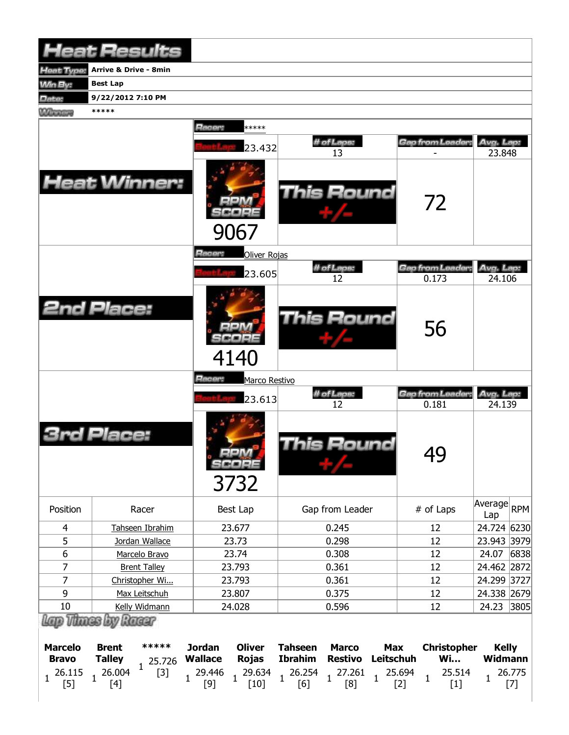# Heat Results

| | |
|---|---|
| Heat Type: | Arrive & Drive - 8min |
| Win By: | Best Lap |
| Date: | 9/22/2012 7:10 PM |
| Winner: | ***** |

## Heat Winner:

Racer: *****

| Best Lap | # of Laps | Gap from Leader | Avg. Lap |
|---|---|---|---|
| 23.432 | 13 | - | 23.848 |

RPM SCORE: 9067

This Round +/-: 72

## 2nd Place:

Racer: Oliver Rojas

| Best Lap | # of Laps | Gap from Leader | Avg. Lap |
|---|---|---|---|
| 23.605 | 12 | 0.173 | 24.106 |

RPM SCORE: 4140

This Round +/-: 56

## 3rd Place:

Racer: Marco Restivo

| Best Lap | # of Laps | Gap from Leader | Avg. Lap |
|---|---|---|---|
| 23.613 | 12 | 0.181 | 24.139 |

RPM SCORE: 3732

This Round +/-: 49

| Position | Racer | Best Lap | Gap from Leader | # of Laps | Average Lap | RPM |
|---|---|---|---|---|---|---|
| 4 | Tahseen Ibrahim | 23.677 | 0.245 | 12 | 24.724 | 6230 |
| 5 | Jordan Wallace | 23.73 | 0.298 | 12 | 23.943 | 3979 |
| 6 | Marcelo Bravo | 23.74 | 0.308 | 12 | 24.07 | 6838 |
| 7 | Brent Talley | 23.793 | 0.361 | 12 | 24.462 | 2872 |
| 7 | Christopher Wi... | 23.793 | 0.361 | 12 | 24.299 | 3727 |
| 9 | Max Leitschuh | 23.807 | 0.375 | 12 | 24.338 | 2679 |
| 10 | Kelly Widmann | 24.028 | 0.596 | 12 | 24.23 | 3805 |

## Lap Times by Racer

| Marcelo Bravo | Brent Talley | ***** | Jordan Wallace | Oliver Rojas | Tahseen Ibrahim | Marco Restivo | Max Leitschuh | Christopher Wi... | Kelly Widmann |
|---|---|---|---|---|---|---|---|---|---|
| 1 26.115 [5] | 1 26.004 [4] | 1 25.726 [3] | 1 29.446 [9] | 1 29.634 [10] | 1 26.254 [6] | 1 27.261 [8] | 1 25.694 [2] | 1 25.514 [1] | 1 26.775 [7] |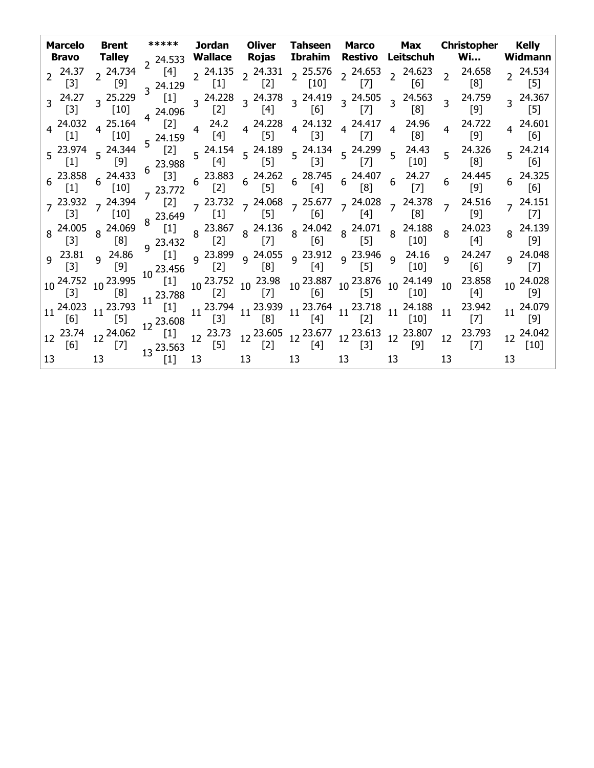| Marcelo Bravo | Brent Talley | ***** | Jordan Wallace | Oliver Rojas | Tahseen Ibrahim | Marco Restivo | Max Leitschuh | Christopher Wi… | Kelly Widmann |
|---|---|---|---|---|---|---|---|---|---|
| 2 24.37 [3] | 2 24.734 [9] | 2 24.533 [4] | 2 24.135 [1] | 2 24.331 [2] | 2 25.576 [10] | 2 24.653 [7] | 2 24.623 [6] | 2 24.658 [8] | 2 24.534 [5] |
| 3 24.27 [3] | 3 25.229 [10] | 3 24.129 [1] | 3 24.228 [2] | 3 24.378 [4] | 3 24.419 [6] | 3 24.505 [7] | 3 24.563 [8] | 3 24.759 [9] | 3 24.367 [5] |
| 4 24.032 [1] | 4 25.164 [10] | 4 24.096 [2] | 4 24.2 [4] | 4 24.228 [5] | 4 24.132 [3] | 4 24.417 [7] | 4 24.96 [8] | 4 24.722 [9] | 4 24.601 [6] |
| 5 23.974 [1] | 5 24.344 [9] | 5 24.159 [2] | 5 24.154 [4] | 5 24.189 [5] | 5 24.134 [3] | 5 24.299 [7] | 5 24.43 [10] | 5 24.326 [8] | 5 24.214 [6] |
| 6 23.858 [1] | 6 24.433 [10] | 6 23.988 [3] | 6 23.883 [2] | 6 24.262 [5] | 6 28.745 [4] | 6 24.407 [8] | 6 24.27 [7] | 6 24.445 [9] | 6 24.325 [6] |
| 7 23.932 [3] | 7 24.394 [10] | 7 23.772 [2] | 7 23.732 [1] | 7 24.068 [5] | 7 25.677 [6] | 7 24.028 [4] | 7 24.378 [8] | 7 24.516 [9] | 7 24.151 [7] |
| 8 24.005 [3] | 8 24.069 [8] | 8 23.649 [1] | 8 23.867 [2] | 8 24.136 [7] | 8 24.042 [6] | 8 24.071 [5] | 8 24.188 [10] | 8 24.023 [4] | 8 24.139 [9] |
| 9 23.81 [3] | 9 24.86 [9] | 9 23.432 [1] | 9 23.899 [2] | 9 24.055 [8] | 9 23.912 [4] | 9 23.946 [5] | 9 24.16 [10] | 9 24.247 [6] | 9 24.048 [7] |
| 10 24.752 [3] | 10 23.995 [8] | 10 23.456 [1] | 10 23.752 [2] | 10 23.98 [7] | 10 23.887 [6] | 10 23.876 [5] | 10 24.149 [10] | 10 23.858 [4] | 10 24.028 [9] |
| 11 24.023 [6] | 11 23.793 [5] | 11 23.788 [1] | 11 23.794 [3] | 11 23.939 [8] | 11 23.764 [4] | 11 23.718 [2] | 11 24.188 [10] | 11 23.942 [7] | 11 24.079 [9] |
| 12 23.74 [6] | 12 24.062 [7] | 12 23.608 [1] | 12 23.73 [5] | 12 23.605 [2] | 12 23.677 [4] | 12 23.613 [3] | 12 23.807 [9] | 12 23.793 [7] | 12 24.042 [10] |
| 13 | 13 | 13 23.563 [1] | 13 | 13 | 13 | 13 | 13 | 13 | 13 |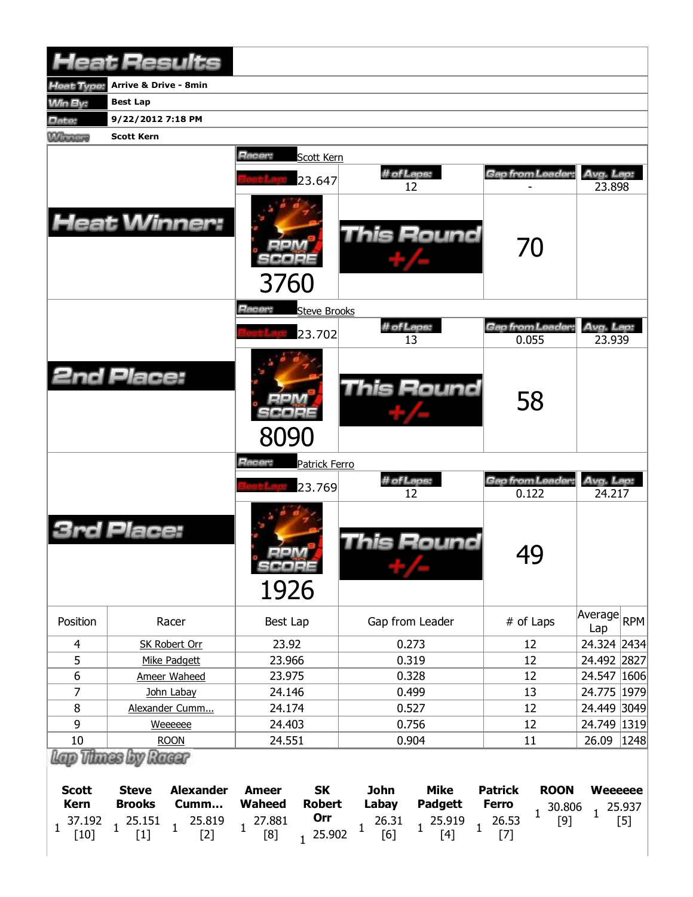# Heat Results

| | |
|---|---|
| Heat Type: | Arrive & Drive - 8min |
| Win By: | Best Lap |
| Date: | 9/22/2012 7:18 PM |
| Winner: | Scott Kern |

## Heat Winner:

Racer: Scott Kern

| Best Lap | # of Laps | Gap from Leader | Avg. Lap |
|---|---|---|---|
| 23.647 | 12 | - | 23.898 |

RPM SCORE: 3760

This Round +/-: 70

## 2nd Place:

Racer: Steve Brooks

| Best Lap | # of Laps | Gap from Leader | Avg. Lap |
|---|---|---|---|
| 23.702 | 13 | 0.055 | 23.939 |

RPM SCORE: 8090

This Round +/-: 58

## 3rd Place:

Racer: Patrick Ferro

| Best Lap | # of Laps | Gap from Leader | Avg. Lap |
|---|---|---|---|
| 23.769 | 12 | 0.122 | 24.217 |

RPM SCORE: 1926

This Round +/-: 49

| Position | Racer | Best Lap | Gap from Leader | # of Laps | Average Lap | RPM |
|---|---|---|---|---|---|---|
| 4 | SK Robert Orr | 23.92 | 0.273 | 12 | 24.324 | 2434 |
| 5 | Mike Padgett | 23.966 | 0.319 | 12 | 24.492 | 2827 |
| 6 | Ameer Waheed | 23.975 | 0.328 | 12 | 24.547 | 1606 |
| 7 | John Labay | 24.146 | 0.499 | 13 | 24.775 | 1979 |
| 8 | Alexander Cumm... | 24.174 | 0.527 | 12 | 24.449 | 3049 |
| 9 | Weeeeee | 24.403 | 0.756 | 12 | 24.749 | 1319 |
| 10 | ROON | 24.551 | 0.904 | 11 | 26.09 | 1248 |

## Lap Times by Racer

| | Scott Kern | Steve Brooks | Alexander Cumm... | Ameer Waheed | SK Robert Orr | John Labay | Mike Padgett | Patrick Ferro | ROON | Weeeeee |
|---|---|---|---|---|---|---|---|---|---|---|
| 1 | 37.192 [10] | 25.151 [1] | 25.819 [2] | 27.881 [8] | 25.902 | 26.31 [6] | 25.919 [4] | 26.53 [7] | 30.806 [9] | 25.937 [5] |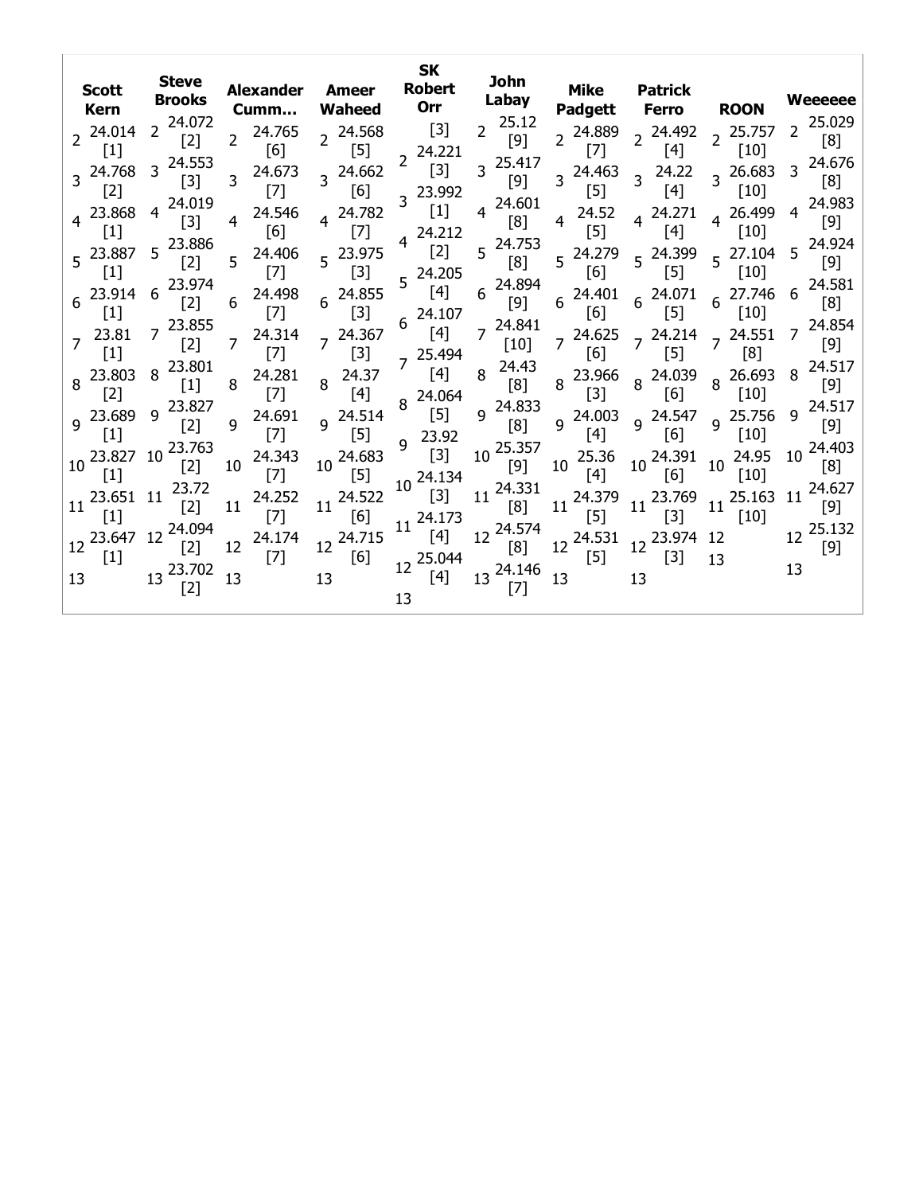| Lap | Scott Kern | Steve Brooks | Alexander Cumm… | Ameer Waheed | SK Robert Orr | John Labay | Mike Padgett | Patrick Ferro | ROON | Weeeeee |
|---|---|---|---|---|---|---|---|---|---|---|
| | | | | | [3] | | | | | |
| 2 | 24.014 [1] | 24.072 [2] | 24.765 [6] | 24.568 [5] | 24.221 [3] | 25.12 [9] | 24.889 [7] | 24.492 [4] | 25.757 [10] | 25.029 [8] |
| 3 | 24.768 [2] | 24.553 [3] | 24.673 [7] | 24.662 [6] | 23.992 [1] | 25.417 [9] | 24.463 [5] | 24.22 [4] | 26.683 [10] | 24.676 [8] |
| 4 | 23.868 [1] | 24.019 [3] | 24.546 [6] | 24.782 [7] | 24.212 [2] | 24.601 [8] | 24.52 [5] | 24.271 [4] | 26.499 [10] | 24.983 [9] |
| 5 | 23.887 [1] | 23.886 [2] | 24.406 [7] | 23.975 [3] | 24.205 [4] | 24.753 [8] | 24.279 [6] | 24.399 [5] | 27.104 [10] | 24.924 [9] |
| 6 | 23.914 [1] | 23.974 [2] | 24.498 [7] | 24.855 [3] | 24.107 [4] | 24.894 [9] | 24.401 [6] | 24.071 [5] | 27.746 [10] | 24.581 [8] |
| 7 | 23.81 [1] | 23.855 [2] | 24.314 [7] | 24.367 [3] | 25.494 [4] | 24.841 [10] | 24.625 [6] | 24.214 [5] | 24.551 [8] | 24.854 [9] |
| 8 | 23.803 [2] | 23.801 [1] | 24.281 [7] | 24.37 [4] | 24.064 [5] | 24.43 [8] | 23.966 [3] | 24.039 [6] | 26.693 [10] | 24.517 [9] |
| 9 | 23.689 [1] | 23.827 [2] | 24.691 [7] | 24.514 [5] | 23.92 [3] | 24.833 [8] | 24.003 [4] | 24.547 [6] | 25.756 [10] | 24.517 [9] |
| 10 | 23.827 [1] | 23.763 [2] | 24.343 [7] | 24.683 [5] | 24.134 [3] | 25.357 [9] | 25.36 [4] | 24.391 [6] | 24.95 [10] | 24.403 [8] |
| 11 | 23.651 [1] | 23.72 [2] | 24.252 [7] | 24.522 [6] | 24.173 [4] | 24.331 [8] | 24.379 [5] | 23.769 [3] | 25.163 [10] | 24.627 [9] |
| 12 | 23.647 [1] | 24.094 [2] | 24.174 [7] | 24.715 [6] | 25.044 [4] | 24.574 [8] | 24.531 [5] | 23.974 [3] | | 25.132 [9] |
| 13 | | 23.702 [2] | | | | 24.146 [7] | | | | |